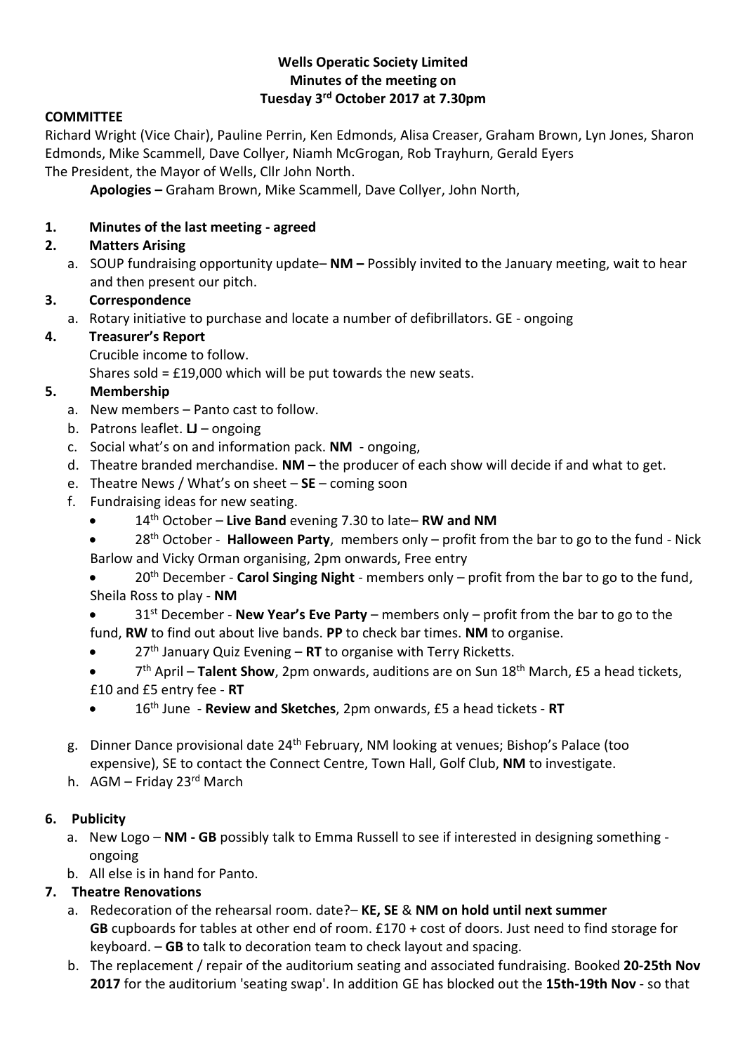**Wells Operatic Society Limited**
**Minutes of the meeting on**
**Tuesday 3rd October 2017 at 7.30pm**

**COMMITTEE**

Richard Wright (Vice Chair), Pauline Perrin, Ken Edmonds, Alisa Creaser, Graham Brown, Lyn Jones, Sharon Edmonds, Mike Scammell, Dave Collyer, Niamh McGrogan, Rob Trayhurn, Gerald Eyers
The President, the Mayor of Wells, Cllr John North.

**Apologies –** Graham Brown, Mike Scammell, Dave Collyer, John North,

1. **Minutes of the last meeting - agreed**
2. **Matters Arising**
   a. SOUP fundraising opportunity update– **NM –** Possibly invited to the January meeting, wait to hear and then present our pitch.
3. **Correspondence**
   a. Rotary initiative to purchase and locate a number of defibrillators. GE - ongoing
4. **Treasurer's Report**
   Crucible income to follow.
   Shares sold = £19,000 which will be put towards the new seats.
5. **Membership**
   a. New members – Panto cast to follow.
   b. Patrons leaflet. **LJ** – ongoing
   c. Social what's on and information pack. **NM** - ongoing,
   d. Theatre branded merchandise. **NM –** the producer of each show will decide if and what to get.
   e. Theatre News / What's on sheet – **SE** – coming soon
   f. Fundraising ideas for new seating.
      - 14th October – **Live Band** evening 7.30 to late– **RW and NM**
      - 28th October - **Halloween Party**, members only – profit from the bar to go to the fund - Nick Barlow and Vicky Orman organising, 2pm onwards, Free entry
      - 20th December - **Carol Singing Night** - members only – profit from the bar to go to the fund, Sheila Ross to play - **NM**
      - 31st December - **New Year's Eve Party** – members only – profit from the bar to go to the fund, **RW** to find out about live bands. **PP** to check bar times. **NM** to organise.
      - 27th January Quiz Evening – **RT** to organise with Terry Ricketts.
      - 7th April – **Talent Show**, 2pm onwards, auditions are on Sun 18th March, £5 a head tickets, £10 and £5 entry fee - **RT**
      - 16th June - **Review and Sketches**, 2pm onwards, £5 a head tickets - **RT**

   g. Dinner Dance provisional date 24th February, NM looking at venues; Bishop's Palace (too expensive), SE to contact the Connect Centre, Town Hall, Golf Club, **NM** to investigate.
   h. AGM – Friday 23rd March

6. **Publicity**
   a. New Logo – **NM - GB** possibly talk to Emma Russell to see if interested in designing something - ongoing
   b. All else is in hand for Panto.
7. **Theatre Renovations**
   a. Redecoration of the rehearsal room. date?– **KE, SE** & **NM on hold until next summer**
   **GB** cupboards for tables at other end of room. £170 + cost of doors. Just need to find storage for keyboard. – **GB** to talk to decoration team to check layout and spacing.
   b. The replacement / repair of the auditorium seating and associated fundraising. Booked **20-25th Nov 2017** for the auditorium 'seating swap'. In addition GE has blocked out the **15th-19th Nov** - so that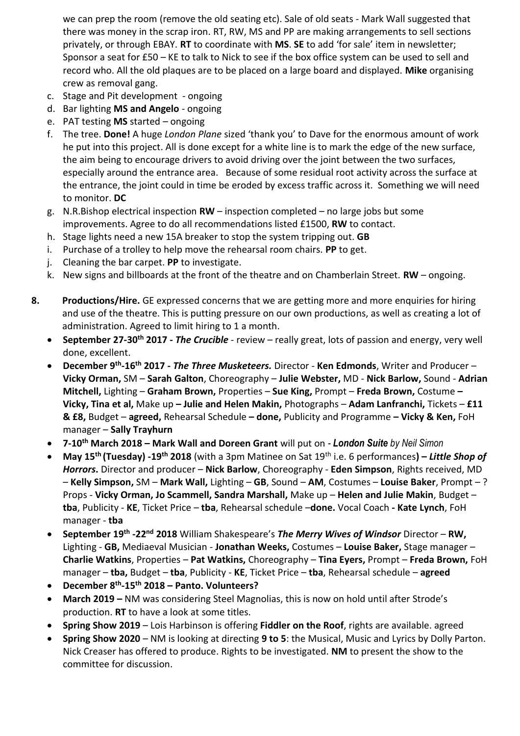we can prep the room (remove the old seating etc). Sale of old seats - Mark Wall suggested that there was money in the scrap iron. RT, RW, MS and PP are making arrangements to sell sections privately, or through EBAY. **RT** to coordinate with **MS**. **SE** to add 'for sale' item in newsletter; Sponsor a seat for £50 – KE to talk to Nick to see if the box office system can be used to sell and record who. All the old plaques are to be placed on a large board and displayed. **Mike** organising crew as removal gang.

c. Stage and Pit development - ongoing
d. Bar lighting **MS and Angelo** - ongoing
e. PAT testing **MS** started – ongoing
f. The tree. **Done!** A huge *London Plane* sized 'thank you' to Dave for the enormous amount of work he put into this project. All is done except for a white line is to mark the edge of the new surface, the aim being to encourage drivers to avoid driving over the joint between the two surfaces, especially around the entrance area. Because of some residual root activity across the surface at the entrance, the joint could in time be eroded by excess traffic across it. Something we will need to monitor. **DC**
g. N.R.Bishop electrical inspection **RW** – inspection completed – no large jobs but some improvements. Agree to do all recommendations listed £1500, **RW** to contact.
h. Stage lights need a new 15A breaker to stop the system tripping out. **GB**
i. Purchase of a trolley to help move the rehearsal room chairs. **PP** to get.
j. Cleaning the bar carpet. **PP** to investigate.
k. New signs and billboards at the front of the theatre and on Chamberlain Street. **RW** – ongoing.

**8. Productions/Hire.** GE expressed concerns that we are getting more and more enquiries for hiring and use of the theatre. This is putting pressure on our own productions, as well as creating a lot of administration. Agreed to limit hiring to 1 a month.

- **September 27-30th 2017 -** ***The Crucible*** - review – really great, lots of passion and energy, very well done, excellent.
- **December 9th-16th 2017 -** ***The Three Musketeers.*** Director - **Ken Edmonds**, Writer and Producer – **Vicky Orman,** SM – **Sarah Galton**, Choreography – **Julie Webster,** MD - **Nick Barlow,** Sound - **Adrian Mitchell,** Lighting – **Graham Brown,** Properties – **Sue King,** Prompt – **Freda Brown,** Costume **– Vicky, Tina et al,** Make up **– Julie and Helen Makin,** Photographs – **Adam Lanfranchi,** Tickets – **£11 & £8,** Budget – **agreed,** Rehearsal Schedule **– done,** Publicity and Programme **– Vicky & Ken,** FoH manager – **Sally Trayhurn**
- **7-10th March 2018 – Mark Wall and Doreen Grant** will put on - ***London Suite*** *by Neil Simon*
- **May 15th (Tuesday) -19th 2018** (with a 3pm Matinee on Sat 19th i.e. 6 performances**) –** ***Little Shop of Horrors*****.** Director and producer – **Nick Barlow**, Choreography - **Eden Simpson**, Rights received, MD – **Kelly Simpson,** SM – **Mark Wall,** Lighting – **GB**, Sound – **AM**, Costumes – **Louise Baker**, Prompt – ? Props - **Vicky Orman, Jo Scammell, Sandra Marshall,** Make up – **Helen and Julie Makin**, Budget – **tba**, Publicity - **KE**, Ticket Price – **tba**, Rehearsal schedule –**done.** Vocal Coach **- Kate Lynch**, FoH manager - **tba**
- **September 19th -22nd 2018** William Shakespeare's ***The Merry Wives of Windsor*** Director – **RW,** Lighting - **GB,** Mediaeval Musician - **Jonathan Weeks,** Costumes – **Louise Baker,** Stage manager – **Charlie Watkins**, Properties – **Pat Watkins,** Choreography – **Tina Eyers,** Prompt – **Freda Brown,** FoH manager – **tba,** Budget – **tba**, Publicity - **KE**, Ticket Price – **tba**, Rehearsal schedule – **agreed**
- **December 8th-15th 2018 – Panto. Volunteers?**
- **March 2019 –** NM was considering Steel Magnolias, this is now on hold until after Strode's production. **RT** to have a look at some titles.
- **Spring Show 2019** – Lois Harbinson is offering **Fiddler on the Roof**, rights are available. agreed
- **Spring Show 2020** – NM is looking at directing **9 to 5**: the Musical, Music and Lyrics by Dolly Parton. Nick Creaser has offered to produce. Rights to be investigated. **NM** to present the show to the committee for discussion.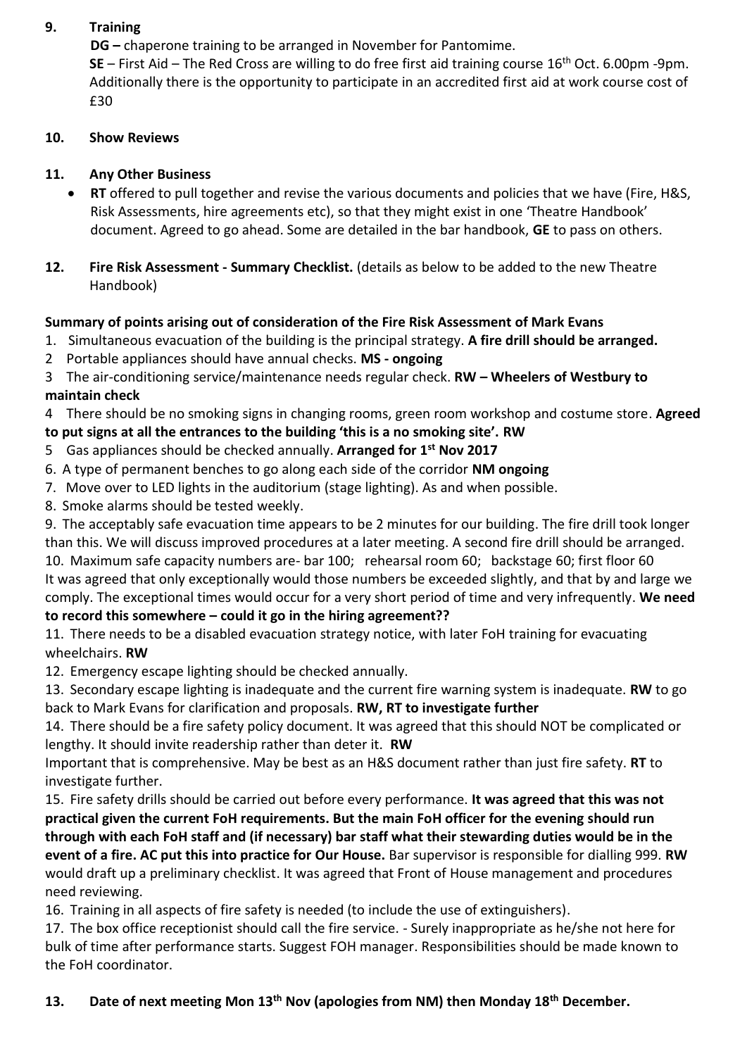## 9. Training

**DG –** chaperone training to be arranged in November for Pantomime.

**SE** – First Aid – The Red Cross are willing to do free first aid training course 16th Oct. 6.00pm -9pm. Additionally there is the opportunity to participate in an accredited first aid at work course cost of £30

## 10. Show Reviews

## 11. Any Other Business

- **RT** offered to pull together and revise the various documents and policies that we have (Fire, H&S, Risk Assessments, hire agreements etc), so that they might exist in one 'Theatre Handbook' document. Agreed to go ahead. Some are detailed in the bar handbook, **GE** to pass on others.

## 12. Fire Risk Assessment - Summary Checklist. (details as below to be added to the new Theatre Handbook)

**Summary of points arising out of consideration of the Fire Risk Assessment of Mark Evans**

1. Simultaneous evacuation of the building is the principal strategy. **A fire drill should be arranged.**
2. Portable appliances should have annual checks. **MS - ongoing**
3. The air-conditioning service/maintenance needs regular check. **RW – Wheelers of Westbury to maintain check**
4. There should be no smoking signs in changing rooms, green room workshop and costume store. **Agreed to put signs at all the entrances to the building 'this is a no smoking site'. RW**
5. Gas appliances should be checked annually. **Arranged for 1st Nov 2017**
6. A type of permanent benches to go along each side of the corridor **NM ongoing**
7. Move over to LED lights in the auditorium (stage lighting). As and when possible.
8. Smoke alarms should be tested weekly.
9. The acceptably safe evacuation time appears to be 2 minutes for our building. The fire drill took longer than this. We will discuss improved procedures at a later meeting. A second fire drill should be arranged.
10. Maximum safe capacity numbers are- bar 100; rehearsal room 60; backstage 60; first floor 60
It was agreed that only exceptionally would those numbers be exceeded slightly, and that by and large we comply. The exceptional times would occur for a very short period of time and very infrequently. **We need to record this somewhere – could it go in the hiring agreement??**
11. There needs to be a disabled evacuation strategy notice, with later FoH training for evacuating wheelchairs. **RW**
12. Emergency escape lighting should be checked annually.
13. Secondary escape lighting is inadequate and the current fire warning system is inadequate. **RW** to go back to Mark Evans for clarification and proposals. **RW, RT to investigate further**
14. There should be a fire safety policy document. It was agreed that this should NOT be complicated or lengthy. It should invite readership rather than deter it. **RW**
Important that is comprehensive. May be best as an H&S document rather than just fire safety. **RT** to investigate further.
15. Fire safety drills should be carried out before every performance. **It was agreed that this was not practical given the current FoH requirements. But the main FoH officer for the evening should run through with each FoH staff and (if necessary) bar staff what their stewarding duties would be in the event of a fire. AC put this into practice for Our House.** Bar supervisor is responsible for dialling 999. **RW** would draft up a preliminary checklist. It was agreed that Front of House management and procedures need reviewing.
16. Training in all aspects of fire safety is needed (to include the use of extinguishers).
17. The box office receptionist should call the fire service. - Surely inappropriate as he/she not here for bulk of time after performance starts. Suggest FOH manager. Responsibilities should be made known to the FoH coordinator.

## 13. Date of next meeting Mon 13th Nov (apologies from NM) then Monday 18th December.